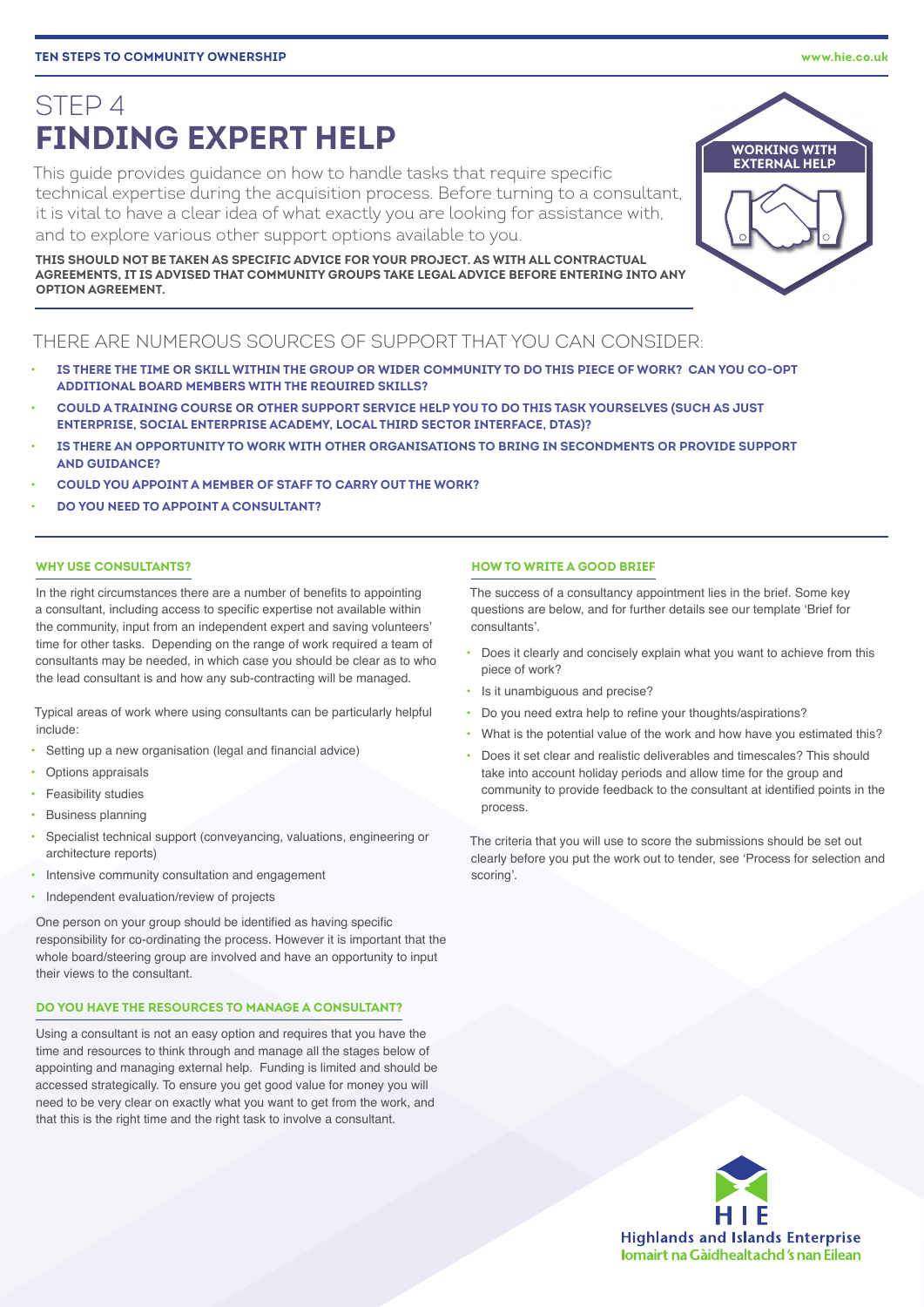# STEP 4
# FINDING EXPERT HELP

This guide provides guidance on how to handle tasks that require specific technical expertise during the acquisition process. Before turning to a consultant, it is vital to have a clear idea of what exactly you are looking for assistance with, and to explore various other support options available to you.

**THIS SHOULD NOT BE TAKEN AS SPECIFIC ADVICE FOR YOUR PROJECT. AS WITH ALL CONTRACTUAL AGREEMENTS, IT IS ADVISED THAT COMMUNITY GROUPS TAKE LEGAL ADVICE BEFORE ENTERING INTO ANY OPTION AGREEMENT.**

WORKING WITH EXTERNAL HELP

## THERE ARE NUMEROUS SOURCES OF SUPPORT THAT YOU CAN CONSIDER:

- **IS THERE THE TIME OR SKILL WITHIN THE GROUP OR WIDER COMMUNITY TO DO THIS PIECE OF WORK? CAN YOU CO-OPT ADDITIONAL BOARD MEMBERS WITH THE REQUIRED SKILLS?**
- **COULD A TRAINING COURSE OR OTHER SUPPORT SERVICE HELP YOU TO DO THIS TASK YOURSELVES (SUCH AS JUST ENTERPRISE, SOCIAL ENTERPRISE ACADEMY, LOCAL THIRD SECTOR INTERFACE, DTAS)?**
- **IS THERE AN OPPORTUNITY TO WORK WITH OTHER ORGANISATIONS TO BRING IN SECONDMENTS OR PROVIDE SUPPORT AND GUIDANCE?**
- **COULD YOU APPOINT A MEMBER OF STAFF TO CARRY OUT THE WORK?**
- **DO YOU NEED TO APPOINT A CONSULTANT?**

### WHY USE CONSULTANTS?

In the right circumstances there are a number of benefits to appointing a consultant, including access to specific expertise not available within the community, input from an independent expert and saving volunteers' time for other tasks. Depending on the range of work required a team of consultants may be needed, in which case you should be clear as to who the lead consultant is and how any sub-contracting will be managed.

Typical areas of work where using consultants can be particularly helpful include:

- Setting up a new organisation (legal and financial advice)
- Options appraisals
- Feasibility studies
- Business planning
- Specialist technical support (conveyancing, valuations, engineering or architecture reports)
- Intensive community consultation and engagement
- Independent evaluation/review of projects

One person on your group should be identified as having specific responsibility for co-ordinating the process. However it is important that the whole board/steering group are involved and have an opportunity to input their views to the consultant.

### DO YOU HAVE THE RESOURCES TO MANAGE A CONSULTANT?

Using a consultant is not an easy option and requires that you have the time and resources to think through and manage all the stages below of appointing and managing external help. Funding is limited and should be accessed strategically. To ensure you get good value for money you will need to be very clear on exactly what you want to get from the work, and that this is the right time and the right task to involve a consultant.

### HOW TO WRITE A GOOD BRIEF

The success of a consultancy appointment lies in the brief. Some key questions are below, and for further details see our template 'Brief for consultants'.

- Does it clearly and concisely explain what you want to achieve from this piece of work?
- Is it unambiguous and precise?
- Do you need extra help to refine your thoughts/aspirations?
- What is the potential value of the work and how have you estimated this?
- Does it set clear and realistic deliverables and timescales? This should take into account holiday periods and allow time for the group and community to provide feedback to the consultant at identified points in the process.

The criteria that you will use to score the submissions should be set out clearly before you put the work out to tender, see 'Process for selection and scoring'.

HIE
Highlands and Islands Enterprise
Iomairt na Gàidhealtachd 's nan Eilean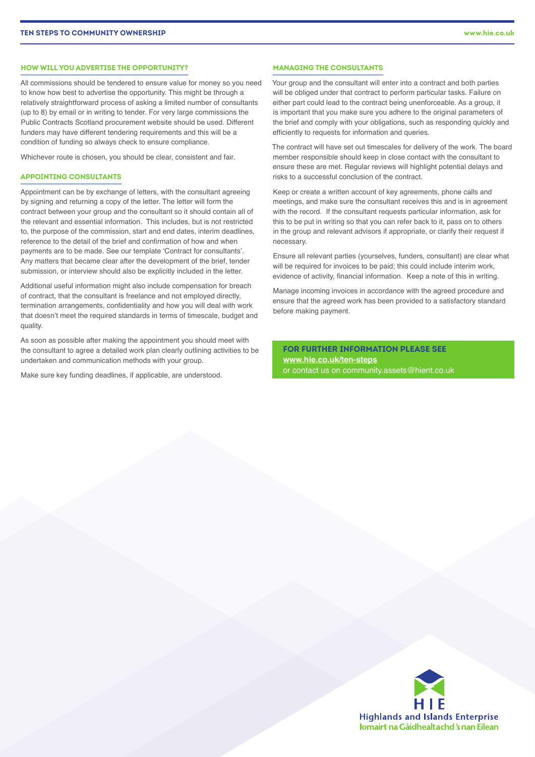## HOW WILL YOU ADVERTISE THE OPPORTUNITY?

All commissions should be tendered to ensure value for money so you need to know how best to advertise the opportunity. This might be through a relatively straightforward process of asking a limited number of consultants (up to 8) by email or in writing to tender. For very large commissions the Public Contracts Scotland procurement website should be used. Different funders may have different tendering requirements and this will be a condition of funding so always check to ensure compliance.

Whichever route is chosen, you should be clear, consistent and fair.

## APPOINTING CONSULTANTS

Appointment can be by exchange of letters, with the consultant agreeing by signing and returning a copy of the letter. The letter will form the contract between your group and the consultant so it should contain all of the relevant and essential information. This includes, but is not restricted to, the purpose of the commission, start and end dates, interim deadlines, reference to the detail of the brief and confirmation of how and when payments are to be made. See our template 'Contract for consultants'. Any matters that became clear after the development of the brief, tender submission, or interview should also be explicitly included in the letter.

Additional useful information might also include compensation for breach of contract, that the consultant is freelance and not employed directly, termination arrangements, confidentiality and how you will deal with work that doesn't meet the required standards in terms of timescale, budget and quality.

As soon as possible after making the appointment you should meet with the consultant to agree a detailed work plan clearly outlining activities to be undertaken and communication methods with your group.

Make sure key funding deadlines, if applicable, are understood.

## MANAGING THE CONSULTANTS

Your group and the consultant will enter into a contract and both parties will be obliged under that contract to perform particular tasks. Failure on either part could lead to the contract being unenforceable. As a group, it is important that you make sure you adhere to the original parameters of the brief and comply with your obligations, such as responding quickly and efficiently to requests for information and queries.

The contract will have set out timescales for delivery of the work. The board member responsible should keep in close contact with the consultant to ensure these are met. Regular reviews will highlight potential delays and risks to a successful conclusion of the contract.

Keep or create a written account of key agreements, phone calls and meetings, and make sure the consultant receives this and is in agreement with the record. If the consultant requests particular information, ask for this to be put in writing so that you can refer back to it, pass on to others in the group and relevant advisors if appropriate, or clarify their request if necessary.

Ensure all relevant parties (yourselves, funders, consultant) are clear what will be required for invoices to be paid; this could include interim work, evidence of activity, financial information. Keep a note of this in writing.

Manage incoming invoices in accordance with the agreed procedure and ensure that the agreed work has been provided to a satisfactory standard before making payment.

**FOR FURTHER INFORMATION PLEASE SEE**
**www.hie.co.uk/ten-steps**
or contact us on community.assets@hient.co.uk

HIE
Highlands and Islands Enterprise
Iomairt na Gàidhealtachd 's nan Eilean